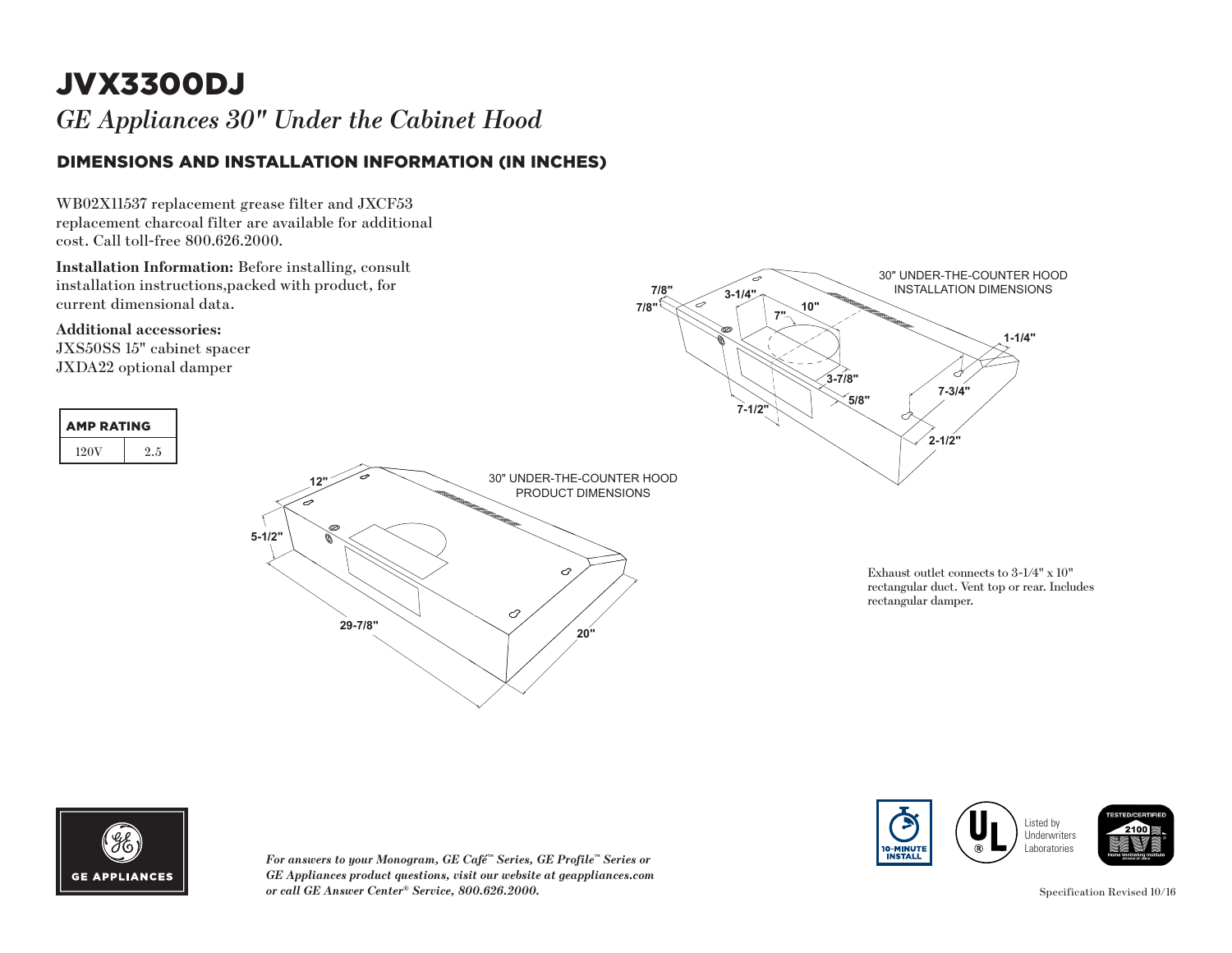# JVX3300DJ

*GE Appliances 30" Under the Cabinet Hood*

## DIMENSIONS AND INSTALLATION INFORMATION (IN INCHES)

WB02X11537 replacement grease filter and JXCF53 replacement charcoal filter are available for additional cost. Call toll-free 800.626.2000.

**Installation Information:** Before installing, consult installation instructions,packed with product, for current dimensional data.

**Additional accessories:**
JXS50SS 15" cabinet spacer
JXDA22 optional damper

| AMP RATING | |
|---|---|
| 120V | 2.5 |

30" UNDER-THE-COUNTER HOOD INSTALLATION DIMENSIONS

7/8" 7/8" 3-1/4" 10" 7" 1-1/4" 3-7/8" 5/8" 7-3/4" 7-1/2" 2-1/2"

30" UNDER-THE-COUNTER HOOD PRODUCT DIMENSIONS

12" 5-1/2" 29-7/8" 20"

Exhaust outlet connects to 3-1/4" x 10" rectangular duct. Vent top or rear. Includes rectangular damper.

GE APPLIANCES

*For answers to your Monogram, GE Café™ Series, GE Profile™ Series or GE Appliances product questions, visit our website at geappliances.com or call GE Answer Center® Service, 800.626.2000.*

10-MINUTE INSTALL

Listed by Underwriters Laboratories

TESTED/CERTIFIED 2100 Home Ventilating Institute

Specification Revised 10/16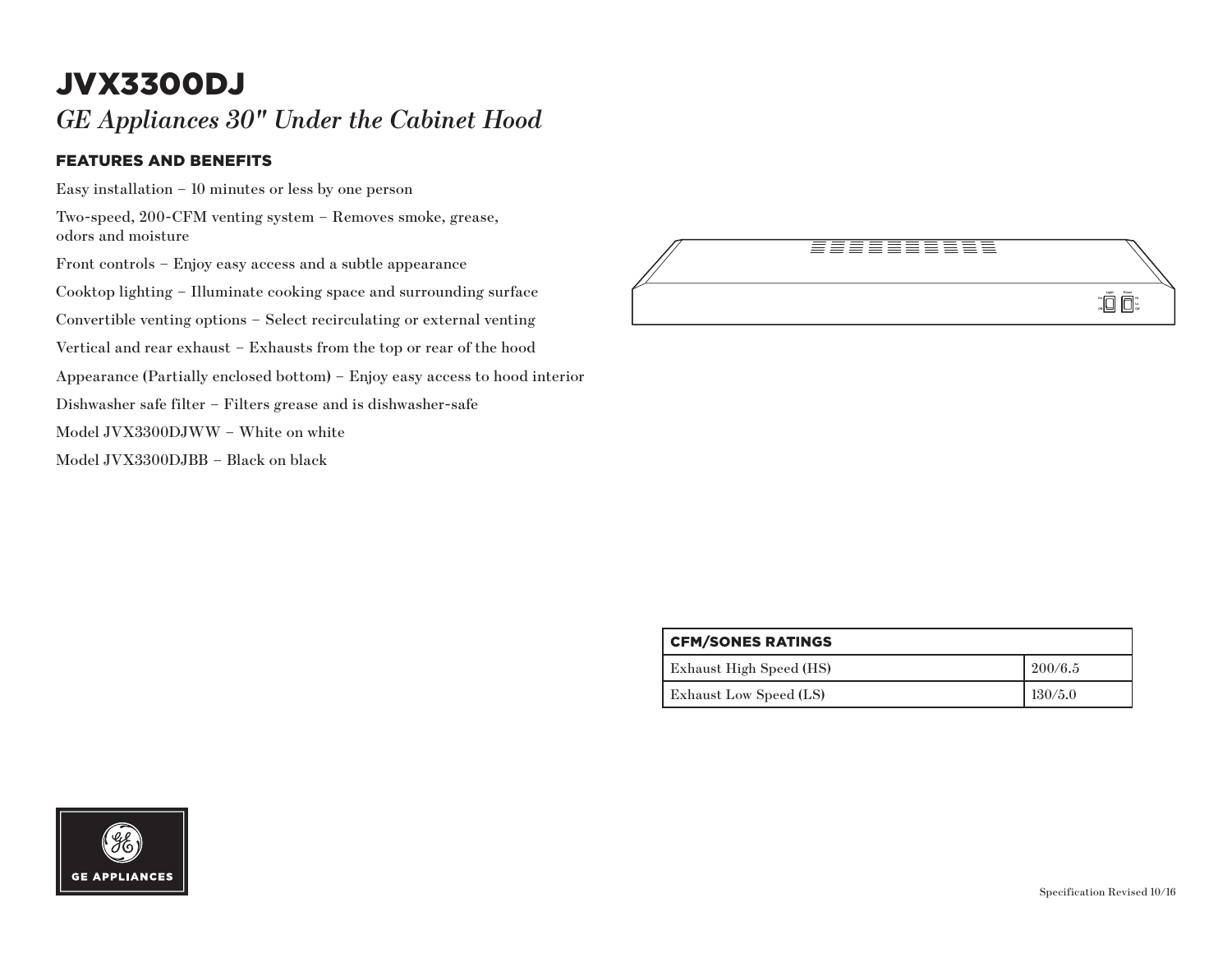# JVX3300DJ

*GE Appliances 30" Under the Cabinet Hood*

## FEATURES AND BENEFITS

Easy installation – 10 minutes or less by one person

Two-speed, 200-CFM venting system – Removes smoke, grease, odors and moisture

Front controls – Enjoy easy access and a subtle appearance

Cooktop lighting – Illuminate cooking space and surrounding surface

Convertible venting options – Select recirculating or external venting

Vertical and rear exhaust – Exhausts from the top or rear of the hood

Appearance (Partially enclosed bottom) – Enjoy easy access to hood interior

Dishwasher safe filter – Filters grease and is dishwasher-safe

Model JVX3300DJWW – White on white

Model JVX3300DJBB – Black on black

| CFM/SONES RATINGS | |
|---|---|
| Exhaust High Speed (HS) | 200/6.5 |
| Exhaust Low Speed (LS) | 130/5.0 |

GE APPLIANCES

Specification Revised 10/16